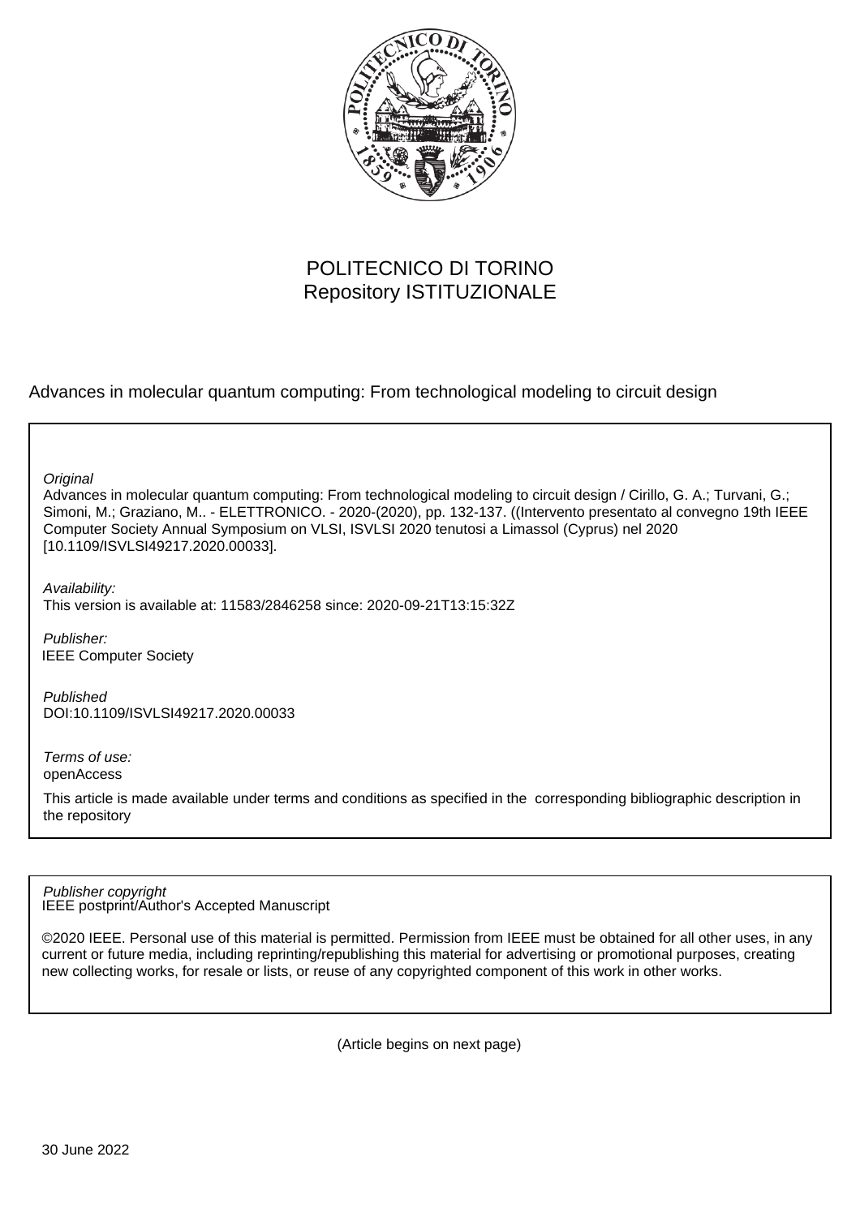POLITECNICO DI TORINO
Repository ISTITUZIONALE

Advances in molecular quantum computing: From technological modeling to circuit design

*Original*
Advances in molecular quantum computing: From technological modeling to circuit design / Cirillo, G. A.; Turvani, G.; Simoni, M.; Graziano, M.. - ELETTRONICO. - 2020-(2020), pp. 132-137. ((Intervento presentato al convegno 19th IEEE Computer Society Annual Symposium on VLSI, ISVLSI 2020 tenutosi a Limassol (Cyprus) nel 2020 [10.1109/ISVLSI49217.2020.00033].

*Availability:*
This version is available at: 11583/2846258 since: 2020-09-21T13:15:32Z

*Publisher:*
IEEE Computer Society

*Published*
DOI:10.1109/ISVLSI49217.2020.00033

*Terms of use:*
openAccess

This article is made available under terms and conditions as specified in the corresponding bibliographic description in the repository

*Publisher copyright*
IEEE postprint/Author's Accepted Manuscript

©2020 IEEE. Personal use of this material is permitted. Permission from IEEE must be obtained for all other uses, in any current or future media, including reprinting/republishing this material for advertising or promotional purposes, creating new collecting works, for resale or lists, or reuse of any copyrighted component of this work in other works.

(Article begins on next page)

30 June 2022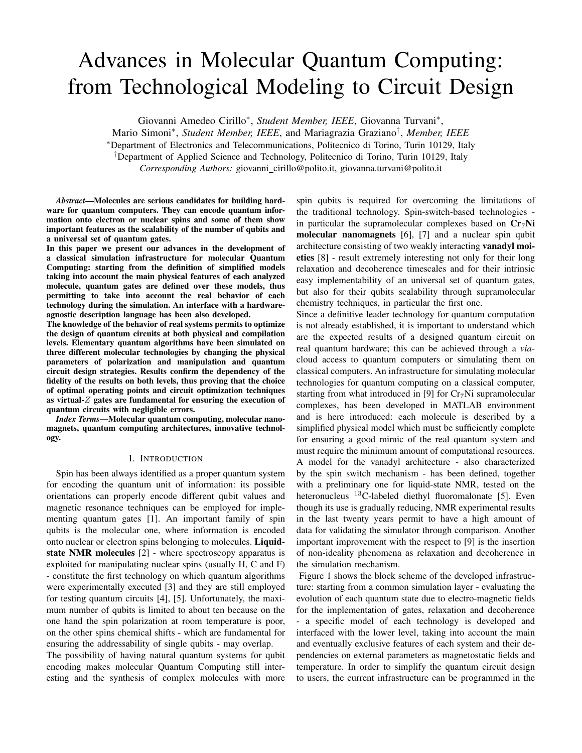# Advances in Molecular Quantum Computing: from Technological Modeling to Circuit Design

Giovanni Amedeo Cirillo*, *Student Member, IEEE*, Giovanna Turvani*,
Mario Simoni*, *Student Member, IEEE*, and Mariagrazia Graziano†, *Member, IEEE*
*Department of Electronics and Telecommunications, Politecnico di Torino, Turin 10129, Italy
†Department of Applied Science and Technology, Politecnico di Torino, Turin 10129, Italy
*Corresponding Authors:* giovanni_cirillo@polito.it, giovanna.turvani@polito.it

***Abstract*—Molecules are serious candidates for building hardware for quantum computers. They can encode quantum information onto electron or nuclear spins and some of them show important features as the scalability of the number of qubits and a universal set of quantum gates.**

**In this paper we present our advances in the development of a classical simulation infrastructure for molecular Quantum Computing: starting from the definition of simplified models taking into account the main physical features of each analyzed molecule, quantum gates are defined over these models, thus permitting to take into account the real behavior of each technology during the simulation. An interface with a hardware-agnostic description language has been also developed.**

**The knowledge of the behavior of real systems permits to optimize the design of quantum circuits at both physical and compilation levels. Elementary quantum algorithms have been simulated on three different molecular technologies by changing the physical parameters of polarization and manipulation and quantum circuit design strategies. Results confirm the dependency of the fidelity of the results on both levels, thus proving that the choice of optimal operating points and circuit optimization techniques as virtual-$Z$ gates are fundamental for ensuring the execution of quantum circuits with negligible errors.**

***Index Terms*—Molecular quantum computing, molecular nanomagnets, quantum computing architectures, innovative technology.**

## I. Introduction

Spin has been always identified as a proper quantum system for encoding the quantum unit of information: its possible orientations can properly encode different qubit values and magnetic resonance techniques can be employed for implementing quantum gates [1]. An important family of spin qubits is the molecular one, where information is encoded onto nuclear or electron spins belonging to molecules. **Liquid-state NMR molecules** [2] - where spectroscopy apparatus is exploited for manipulating nuclear spins (usually H, C and F) - constitute the first technology on which quantum algorithms were experimentally executed [3] and they are still employed for testing quantum circuits [4], [5]. Unfortunately, the maximum number of qubits is limited to about ten because on the one hand the spin polarization at room temperature is poor, on the other spins chemical shifts - which are fundamental for ensuring the addressability of single qubits - may overlap.

The possibility of having natural quantum systems for qubit encoding makes molecular Quantum Computing still interesting and the synthesis of complex molecules with more spin qubits is required for overcoming the limitations of the traditional technology. Spin-switch-based technologies - in particular the supramolecular complexes based on **$Cr_7Ni$ molecular nanomagnets** [6], [7] and a nuclear spin qubit architecture consisting of two weakly interacting **vanadyl moieties** [8] - result extremely interesting not only for their long relaxation and decoherence timescales and for their intrinsic easy implementability of an universal set of quantum gates, but also for their qubits scalability through supramolecular chemistry techniques, in particular the first one.

Since a definitive leader technology for quantum computation is not already established, it is important to understand which are the expected results of a designed quantum circuit on real quantum hardware; this can be achieved through a *via*-cloud access to quantum computers or simulating them on classical computers. An infrastructure for simulating molecular technologies for quantum computing on a classical computer, starting from what introduced in [9] for $Cr_7Ni$ supramolecular complexes, has been developed in MATLAB environment and is here introduced: each molecule is described by a simplified physical model which must be sufficiently complete for ensuring a good mimic of the real quantum system and must require the minimum amount of computational resources. A model for the vanadyl architecture - also characterized by the spin switch mechanism - has been defined, together with a preliminary one for liquid-state NMR, tested on the heteronucleus $^{13}$C-labeled diethyl fluoromalonate [5]. Even though its use is gradually reducing, NMR experimental results in the last twenty years permit to have a high amount of data for validating the simulator through comparison. Another important improvement with the respect to [9] is the insertion of non-ideality phenomena as relaxation and decoherence in the simulation mechanism.

Figure 1 shows the block scheme of the developed infrastructure: starting from a common simulation layer - evaluating the evolution of each quantum state due to electro-magnetic fields for the implementation of gates, relaxation and decoherence - a specific model of each technology is developed and interfaced with the lower level, taking into account the main and eventually exclusive features of each system and their dependencies on external parameters as magnetostatic fields and temperature. In order to simplify the quantum circuit design to users, the current infrastructure can be programmed in the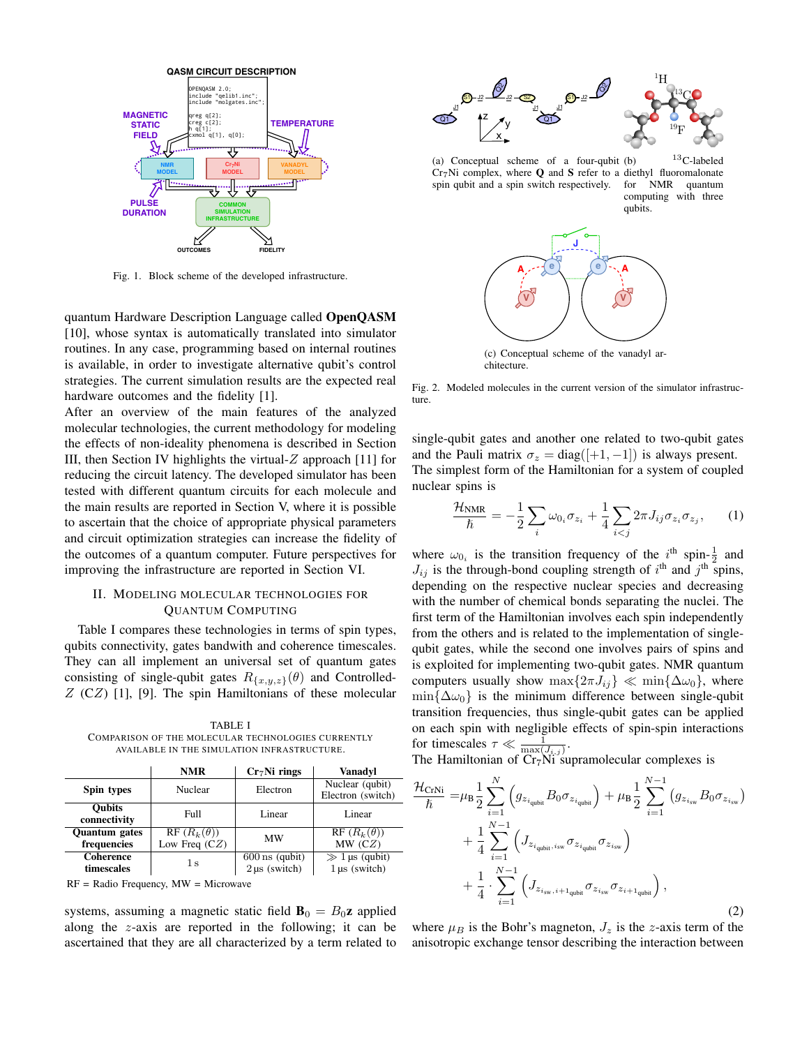Fig. 1. Block scheme of the developed infrastructure.

quantum Hardware Description Language called **OpenQASM** [10], whose syntax is automatically translated into simulator routines. In any case, programming based on internal routines is available, in order to investigate alternative qubit's control strategies. The current simulation results are the expected real hardware outcomes and the fidelity [1].

After an overview of the main features of the analyzed molecular technologies, the current methodology for modeling the effects of non-ideality phenomena is described in Section III, then Section IV highlights the virtual-$Z$ approach [11] for reducing the circuit latency. The developed simulator has been tested with different quantum circuits for each molecule and the main results are reported in Section V, where it is possible to ascertain that the choice of appropriate physical parameters and circuit optimization strategies can increase the fidelity of the outcomes of a quantum computer. Future perspectives for improving the infrastructure are reported in Section VI.

## II. Modeling Molecular Technologies for Quantum Computing

Table I compares these technologies in terms of spin types, qubits connectivity, gates bandwith and coherence timescales. They can all implement an universal set of quantum gates consisting of single-qubit gates $R_{\{x,y,z\}}(\theta)$ and Controlled-$Z$ ($CZ$) [1], [9]. The spin Hamiltonians of these molecular systems, assuming a magnetic static field $\mathbf{B}_0 = B_0\mathbf{z}$ applied along the $z$-axis are reported in the following; it can be ascertained that they are all characterized by a term related to single-qubit gates and another one related to two-qubit gates and the Pauli matrix $\sigma_z = \text{diag}([+1, -1])$ is always present.

TABLE I
Comparison of the molecular technologies currently available in the simulation infrastructure.

| | NMR | $Cr_7Ni$ rings | Vanadyl |
|---|---|---|---|
| **Spin types** | Nuclear | Electron | Nuclear (qubit) Electron (switch) |
| **Qubits connectivity** | Full | Linear | Linear |
| **Quantum gates frequencies** | RF ($R_k(\theta)$) Low Freq ($CZ$) | MW | RF ($R_k(\theta)$) MW ($CZ$) |
| **Coherence timescales** | 1 s | 600 ns (qubit) 2 µs (switch) | ≫ 1 µs (qubit) 1 µs (switch) |

RF = Radio Frequency, MW = Microwave

(a) Conceptual scheme of a four-qubit $Cr_7Ni$ complex, where **Q** and **S** refer to a spin qubit and a spin switch respectively.

(b) $^{13}$C-labeled diethyl fluoromalonate for NMR quantum computing with three qubits.

(c) Conceptual scheme of the vanadyl architecture.

Fig. 2. Modeled molecules in the current version of the simulator infrastructure.

The simplest form of the Hamiltonian for a system of coupled nuclear spins is

$$\frac{\mathcal{H}_{\text{NMR}}}{\hbar} = -\frac{1}{2}\sum_i \omega_{0_i}\sigma_{z_i} + \frac{1}{4}\sum_{i<j} 2\pi J_{ij}\sigma_{z_i}\sigma_{z_j}, \quad (1)$$

where $\omega_{0_i}$ is the transition frequency of the $i^{\text{th}}$ spin-$\frac{1}{2}$ and $J_{ij}$ is the through-bond coupling strength of $i^{\text{th}}$ and $j^{\text{th}}$ spins, depending on the respective nuclear species and decreasing with the number of chemical bonds separating the nuclei. The first term of the Hamiltonian involves each spin independently from the others and is related to the implementation of single-qubit gates, while the second one involves pairs of spins and is exploited for implementing two-qubit gates. NMR quantum computers usually show $\max\{2\pi J_{ij}\} \ll \min\{\Delta\omega_0\}$, where $\min\{\Delta\omega_0\}$ is the minimum difference between single-qubit transition frequencies, thus single-qubit gates can be applied on each spin with negligible effects of spin-spin interactions for timescales $\tau \ll \frac{1}{\max(J_{i,j})}$.

The Hamiltonian of $Cr_7Ni$ supramolecular complexes is

$$\begin{aligned}\frac{\mathcal{H}_{\text{CrNi}}}{\hbar} =& \mu_B \frac{1}{2}\sum_{i=1}^{N}\left(g_{z_{i_\text{qubit}}} B_0 \sigma_{z_{i_\text{qubit}}}\right) + \mu_B \frac{1}{2}\sum_{i=1}^{N-1}\left(g_{z_{i_\text{sw}}} B_0 \sigma_{z_{i_\text{sw}}}\right) \\ &+ \frac{1}{4}\sum_{i=1}^{N-1}\left(J_{z_{i_\text{qubit}},i_\text{sw}} \sigma_{z_{i_\text{qubit}}}\sigma_{z_{i_\text{sw}}}\right) \\ &+ \frac{1}{4}\cdot\sum_{i=1}^{N-1}\left(J_{z_{i_\text{sw}},i+1_\text{qubit}} \sigma_{z_{i_\text{sw}}}\sigma_{z_{i+1_\text{qubit}}}\right),\end{aligned} \quad (2)$$

where $\mu_B$ is the Bohr's magneton, $J_z$ is the $z$-axis term of the anisotropic exchange tensor describing the interaction between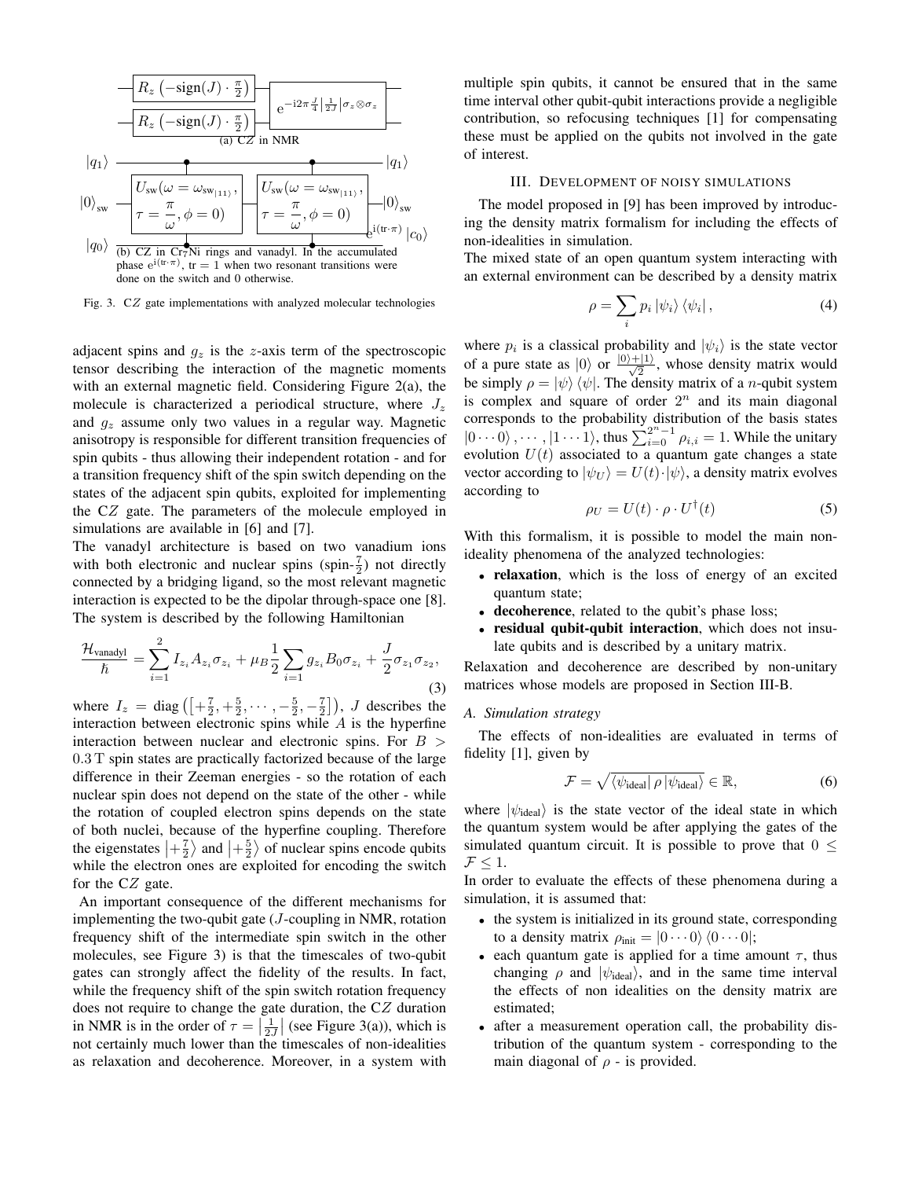(a) C$Z$ in NMR

(b) C$Z$ in $Cr_7Ni$ rings and vanadyl. In the accumulated phase $\mathrm{e}^{\mathrm{i}(\mathrm{tr}\cdot\pi)}$, tr = 1 when two resonant transitions were done on the switch and 0 otherwise.

Fig. 3. C$Z$ gate implementations with analyzed molecular technologies

adjacent spins and $g_z$ is the $z$-axis term of the spectroscopic tensor describing the interaction of the magnetic moments with an external magnetic field. Considering Figure 2(a), the molecule is characterized a periodical structure, where $J_z$ and $g_z$ assume only two values in a regular way. Magnetic anisotropy is responsible for different transition frequencies of spin qubits - thus allowing their independent rotation - and for a transition frequency shift of the spin switch depending on the states of the adjacent spin qubits, exploited for implementing the C$Z$ gate. The parameters of the molecule employed in simulations are available in [6] and [7].

The vanadyl architecture is based on two vanadium ions with both electronic and nuclear spins (spin-$\frac{7}{2}$) not directly connected by a bridging ligand, so the most relevant magnetic interaction is expected to be the dipolar through-space one [8]. The system is described by the following Hamiltonian

$$\frac{\mathcal{H}_{\text{vanadyl}}}{\hbar} = \sum_{i=1}^{2} I_{z_i} A_{z_i} \sigma_{z_i} + \mu_B \frac{1}{2} \sum_{i=1} g_{z_i} B_0 \sigma_{z_i} + \frac{J}{2} \sigma_{z_1} \sigma_{z_2}, \tag{3}$$

where $I_z = \text{diag}\left(\left[+\frac{7}{2}, +\frac{5}{2}, \cdots, -\frac{5}{2}, -\frac{7}{2}\right]\right)$, $J$ describes the interaction between electronic spins while $A$ is the hyperfine interaction between nuclear and electronic spins. For $B > 0.3\,\text{T}$ spin states are practically factorized because of the large difference in their Zeeman energies - so the rotation of each nuclear spin does not depend on the state of the other - while the rotation of coupled electron spins depends on the state of both nuclei, because of the hyperfine coupling. Therefore the eigenstates $\left|+\frac{7}{2}\right\rangle$ and $\left|+\frac{5}{2}\right\rangle$ of nuclear spins encode qubits while the electron ones are exploited for encoding the switch for the C$Z$ gate.

An important consequence of the different mechanisms for implementing the two-qubit gate ($J$-coupling in NMR, rotation frequency shift of the intermediate spin switch in the other molecules, see Figure 3) is that the timescales of two-qubit gates can strongly affect the fidelity of the results. In fact, while the frequency shift of the spin switch rotation frequency does not require to change the gate duration, the C$Z$ duration in NMR is in the order of $\tau = \left|\frac{1}{2J}\right|$ (see Figure 3(a)), which is not certainly much lower than the timescales of non-idealities as relaxation and decoherence. Moreover, in a system with multiple spin qubits, it cannot be ensured that in the same time interval other qubit-qubit interactions provide a negligible contribution, so refocusing techniques [1] for compensating these must be applied on the qubits not involved in the gate of interest.

## III. Development of noisy simulations

The model proposed in [9] has been improved by introducing the density matrix formalism for including the effects of non-idealities in simulation.

The mixed state of an open quantum system interacting with an external environment can be described by a density matrix

$$\rho = \sum_i p_i \left|\psi_i\right\rangle \left\langle\psi_i\right|, \tag{4}$$

where $p_i$ is a classical probability and $|\psi_i\rangle$ is the state vector of a pure state as $|0\rangle$ or $\frac{|0\rangle+|1\rangle}{\sqrt{2}}$, whose density matrix would be simply $\rho = |\psi\rangle\langle\psi|$. The density matrix of a $n$-qubit system is complex and square of order $2^n$ and its main diagonal corresponds to the probability distribution of the basis states $|0\cdots0\rangle, \cdots, |1\cdots1\rangle$, thus $\sum_{i=0}^{2^n-1} \rho_{i,i} = 1$. While the unitary evolution $U(t)$ associated to a quantum gate changes a state vector according to $|\psi_U\rangle = U(t) \cdot |\psi\rangle$, a density matrix evolves according to

$$\rho_U = U(t) \cdot \rho \cdot U^\dagger(t) \tag{5}$$

With this formalism, it is possible to model the main non-ideality phenomena of the analyzed technologies:

- **relaxation**, which is the loss of energy of an excited quantum state;
- **decoherence**, related to the qubit's phase loss;
- **residual qubit-qubit interaction**, which does not insulate qubits and is described by a unitary matrix.

Relaxation and decoherence are described by non-unitary matrices whose models are proposed in Section III-B.

### A. Simulation strategy

The effects of non-idealities are evaluated in terms of fidelity [1], given by

$$\mathcal{F} = \sqrt{\langle\psi_{\text{ideal}}|\,\rho\,|\psi_{\text{ideal}}\rangle} \in \mathbb{R}, \tag{6}$$

where $|\psi_{\text{ideal}}\rangle$ is the state vector of the ideal state in which the quantum system would be after applying the gates of the simulated quantum circuit. It is possible to prove that $0 \leq \mathcal{F} \leq 1$.

In order to evaluate the effects of these phenomena during a simulation, it is assumed that:

- the system is initialized in its ground state, corresponding to a density matrix $\rho_{\text{init}} = |0\cdots0\rangle\langle0\cdots0|$;
- each quantum gate is applied for a time amount $\tau$, thus changing $\rho$ and $|\psi_{\text{ideal}}\rangle$, and in the same time interval the effects of non idealities on the density matrix are estimated;
- after a measurement operation call, the probability distribution of the quantum system - corresponding to the main diagonal of $\rho$ - is provided.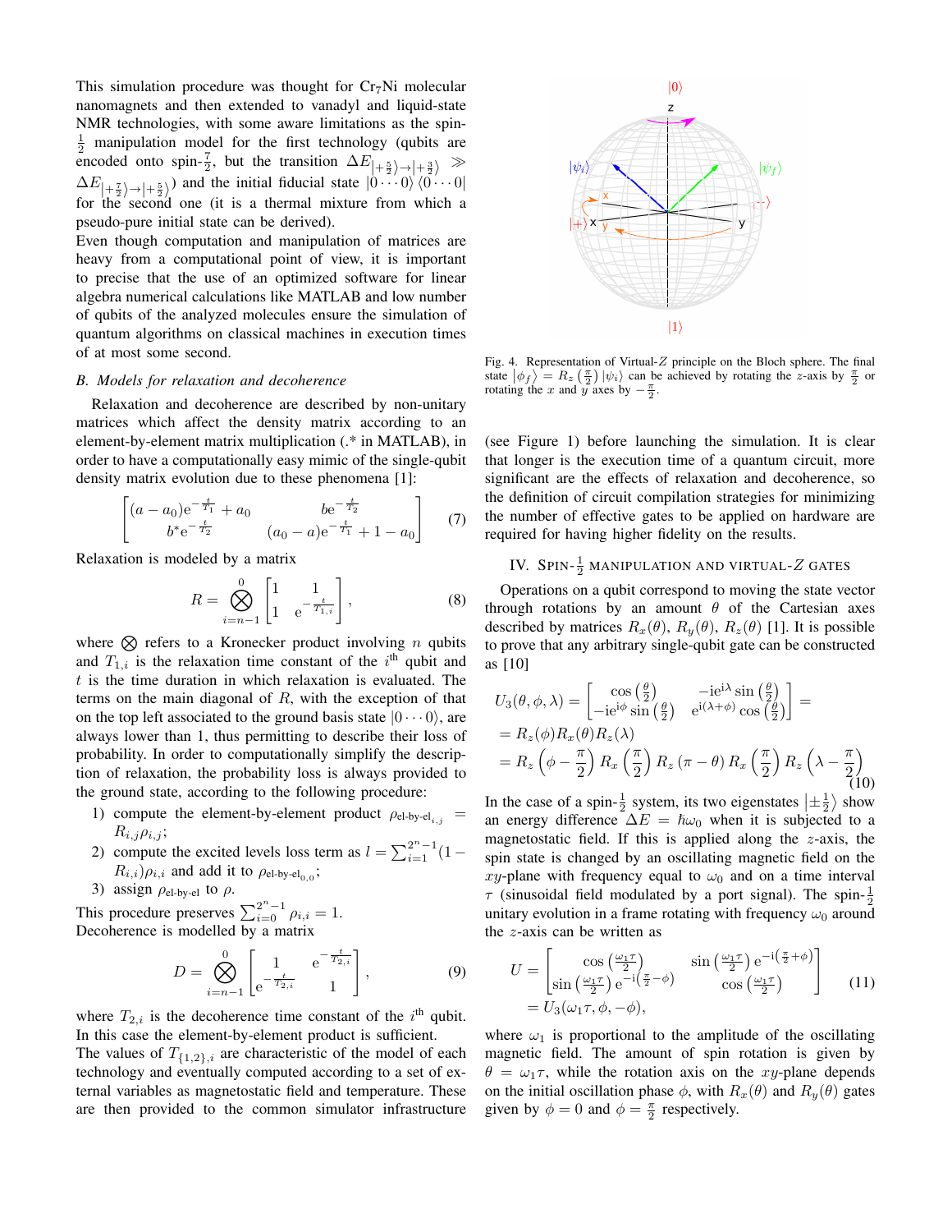This simulation procedure was thought for $Cr_7Ni$ molecular nanomagnets and then extended to vanadyl and liquid-state NMR technologies, with some aware limitations as the spin-$\frac{1}{2}$ manipulation model for the first technology (qubits are encoded onto spin-$\frac{7}{2}$, but the transition $\Delta E_{|+\frac{5}{2}\rangle \to |+\frac{3}{2}\rangle} \gg \Delta E_{|+\frac{7}{2}\rangle \to |+\frac{5}{2}\rangle}$) and the initial fiducial state $|0\cdots0\rangle\langle0\cdots0|$ for the second one (it is a thermal mixture from which a pseudo-pure initial state can be derived).

Even though computation and manipulation of matrices are heavy from a computational point of view, it is important to precise that the use of an optimized software for linear algebra numerical calculations like MATLAB and low number of qubits of the analyzed molecules ensure the simulation of quantum algorithms on classical machines in execution times of at most some second.

### *B. Models for relaxation and decoherence*

Relaxation and decoherence are described by non-unitary matrices which affect the density matrix according to an element-by-element matrix multiplication (.* in MATLAB), in order to have a computationally easy mimic of the single-qubit density matrix evolution due to these phenomena [1]:

$$
\begin{bmatrix} (a-a_0)\mathrm{e}^{-\frac{t}{T_1}} + a_0 & b\mathrm{e}^{-\frac{t}{T_2}} \\ b^*\mathrm{e}^{-\frac{t}{T_2}} & (a_0-a)\mathrm{e}^{-\frac{t}{T_1}} + 1 - a_0 \end{bmatrix} \tag{7}
$$

Relaxation is modeled by a matrix

$$
R = \bigotimes_{i=n-1}^{0} \begin{bmatrix} 1 & 1 \\ 1 & \mathrm{e}^{-\frac{t}{T_{1,i}}} \end{bmatrix}, \tag{8}
$$

where $\bigotimes$ refers to a Kronecker product involving $n$ qubits and $T_{1,i}$ is the relaxation time constant of the $i^{\text{th}}$ qubit and $t$ is the time duration in which relaxation is evaluated. The terms on the main diagonal of $R$, with the exception of that on the top left associated to the ground basis state $|0\cdots0\rangle$, are always lower than 1, thus permitting to describe their loss of probability. In order to computationally simplify the description of relaxation, the probability loss is always provided to the ground state, according to the following procedure:

1) compute the element-by-element product $\rho_{\text{el-by-el}_{i,j}} = R_{i,j}\rho_{i,j}$;
2) compute the excited levels loss term as $l = \sum_{i=1}^{2^n-1}(1 - R_{i,i})\rho_{i,i}$ and add it to $\rho_{\text{el-by-el}_{0,0}}$;
3) assign $\rho_{\text{el-by-el}}$ to $\rho$.

This procedure preserves $\sum_{i=0}^{2^n-1}\rho_{i,i} = 1$.

Decoherence is modelled by a matrix

$$
D = \bigotimes_{i=n-1}^{0} \begin{bmatrix} 1 & \mathrm{e}^{-\frac{t}{T_{2,i}}} \\ \mathrm{e}^{-\frac{t}{T_{2,i}}} & 1 \end{bmatrix}, \tag{9}
$$

where $T_{2,i}$ is the decoherence time constant of the $i^{\text{th}}$ qubit. In this case the element-by-element product is sufficient.

The values of $T_{\{1,2\},i}$ are characteristic of the model of each technology and eventually computed according to a set of external variables as magnetostatic field and temperature. These are then provided to the common simulator infrastructure (see Figure 1) before launching the simulation. It is clear that longer is the execution time of a quantum circuit, more significant are the effects of relaxation and decoherence, so the definition of circuit compilation strategies for minimizing the number of effective gates to be applied on hardware are required for having higher fidelity on the results.

Fig. 4. Representation of Virtual-$Z$ principle on the Bloch sphere. The final state $|\phi_f\rangle = R_z\left(\frac{\pi}{2}\right)|\psi_i\rangle$ can be achieved by rotating the $z$-axis by $\frac{\pi}{2}$ or rotating the $x$ and $y$ axes by $-\frac{\pi}{2}$.

## IV. Spin-$\frac{1}{2}$ manipulation and virtual-$Z$ gates

Operations on a qubit correspond to moving the state vector through rotations by an amount $\theta$ of the Cartesian axes described by matrices $R_x(\theta)$, $R_y(\theta)$, $R_z(\theta)$ [1]. It is possible to prove that any arbitrary single-qubit gate can be constructed as [10]

$$
\begin{aligned}
U_3(\theta,\phi,\lambda) &= \begin{bmatrix} \cos\left(\frac{\theta}{2}\right) & -\mathrm{i}\mathrm{e}^{\mathrm{i}\lambda}\sin\left(\frac{\theta}{2}\right) \\ -\mathrm{i}\mathrm{e}^{\mathrm{i}\phi}\sin\left(\frac{\theta}{2}\right) & \mathrm{e}^{\mathrm{i}(\lambda+\phi)}\cos\left(\frac{\theta}{2}\right) \end{bmatrix} = \\
&= R_z(\phi)R_x(\theta)R_z(\lambda) \\
&= R_z\left(\phi - \frac{\pi}{2}\right)R_x\left(\frac{\pi}{2}\right)R_z(\pi-\theta)R_x\left(\frac{\pi}{2}\right)R_z\left(\lambda - \frac{\pi}{2}\right)
\end{aligned} \tag{10}
$$

In the case of a spin-$\frac{1}{2}$ system, its two eigenstates $\left|\pm\frac{1}{2}\right\rangle$ show an energy difference $\Delta E = \hbar\omega_0$ when it is subjected to a magnetostatic field. If this is applied along the $z$-axis, the spin state is changed by an oscillating magnetic field on the $xy$-plane with frequency equal to $\omega_0$ and on a time interval $\tau$ (sinusoidal field modulated by a port signal). The spin-$\frac{1}{2}$ unitary evolution in a frame rotating with frequency $\omega_0$ around the $z$-axis can be written as

$$
\begin{aligned}
U &= \begin{bmatrix} \cos\left(\frac{\omega_1\tau}{2}\right) & \sin\left(\frac{\omega_1\tau}{2}\right)\mathrm{e}^{-\mathrm{i}\left(\frac{\pi}{2}+\phi\right)} \\ \sin\left(\frac{\omega_1\tau}{2}\right)\mathrm{e}^{-\mathrm{i}\left(\frac{\pi}{2}-\phi\right)} & \cos\left(\frac{\omega_1\tau}{2}\right) \end{bmatrix} \\
&= U_3(\omega_1\tau, \phi, -\phi),
\end{aligned} \tag{11}
$$

where $\omega_1$ is proportional to the amplitude of the oscillating magnetic field. The amount of spin rotation is given by $\theta = \omega_1\tau$, while the rotation axis on the $xy$-plane depends on the initial oscillation phase $\phi$, with $R_x(\theta)$ and $R_y(\theta)$ gates given by $\phi = 0$ and $\phi = \frac{\pi}{2}$ respectively.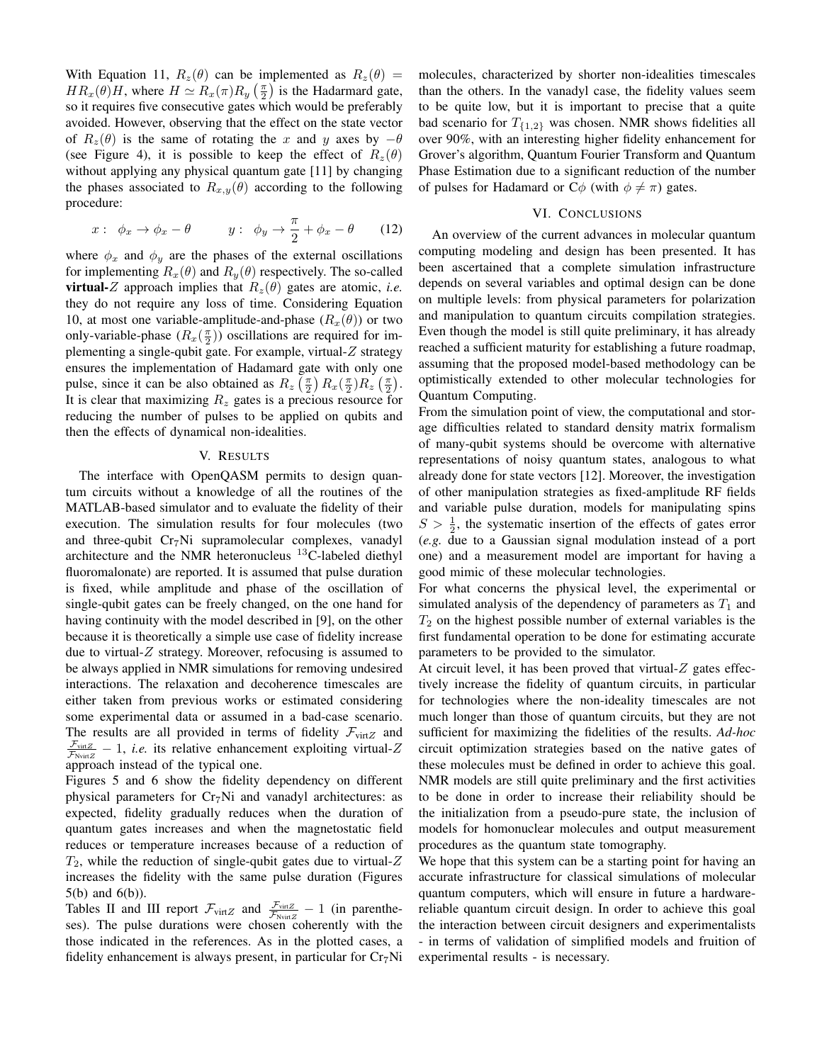With Equation 11, $R_z(\theta)$ can be implemented as $R_z(\theta) = HR_x(\theta)H$, where $H \simeq R_x(\pi)R_y\left(\frac{\pi}{2}\right)$ is the Hadarmard gate, so it requires five consecutive gates which would be preferably avoided. However, observing that the effect on the state vector of $R_z(\theta)$ is the same of rotating the $x$ and $y$ axes by $-\theta$ (see Figure 4), it is possible to keep the effect of $R_z(\theta)$ without applying any physical quantum gate [11] by changing the phases associated to $R_{x,y}(\theta)$ according to the following procedure:

$$x: \ \phi_x \rightarrow \phi_x - \theta \qquad y: \ \phi_y \rightarrow \frac{\pi}{2} + \phi_x - \theta \tag{12}$$

where $\phi_x$ and $\phi_y$ are the phases of the external oscillations for implementing $R_x(\theta)$ and $R_y(\theta)$ respectively. The so-called **virtual-**$Z$ approach implies that $R_z(\theta)$ gates are atomic, *i.e.* they do not require any loss of time. Considering Equation 10, at most one variable-amplitude-and-phase ($R_x(\theta)$) or two only-variable-phase ($R_x(\frac{\pi}{2})$) oscillations are required for implementing a single-qubit gate. For example, virtual-$Z$ strategy ensures the implementation of Hadamard gate with only one pulse, since it can be also obtained as $R_z\left(\frac{\pi}{2}\right)R_x(\frac{\pi}{2})R_z\left(\frac{\pi}{2}\right)$. It is clear that maximizing $R_z$ gates is a precious resource for reducing the number of pulses to be applied on qubits and then the effects of dynamical non-idealities.

## V. Results

The interface with OpenQASM permits to design quantum circuits without a knowledge of all the routines of the MATLAB-based simulator and to evaluate the fidelity of their execution. The simulation results for four molecules (two and three-qubit $Cr_7Ni$ supramolecular complexes, vanadyl architecture and the NMR heteronucleus $^{13}$C-labeled diethyl fluoromalonate) are reported. It is assumed that pulse duration is fixed, while amplitude and phase of the oscillation of single-qubit gates can be freely changed, on the one hand for having continuity with the model described in [9], on the other because it is theoretically a simple use case of fidelity increase due to virtual-$Z$ strategy. Moreover, refocusing is assumed to be always applied in NMR simulations for removing undesired interactions. The relaxation and decoherence timescales are either taken from previous works or estimated considering some experimental data or assumed in a bad-case scenario. The results are all provided in terms of fidelity $\mathcal{F}_{\text{virt}Z}$ and $\frac{\mathcal{F}_{\text{virt}Z}}{\mathcal{F}_{\text{Nvirt}Z}} - 1$, *i.e.* its relative enhancement exploiting virtual-$Z$ approach instead of the typical one.

Figures 5 and 6 show the fidelity dependency on different physical parameters for $Cr_7Ni$ and vanadyl architectures: as expected, fidelity gradually reduces when the duration of quantum gates increases and when the magnetostatic field reduces or temperature increases because of a reduction of $T_2$, while the reduction of single-qubit gates due to virtual-$Z$ increases the fidelity with the same pulse duration (Figures 5(b) and 6(b)).

Tables II and III report $\mathcal{F}_{\text{virt}Z}$ and $\frac{\mathcal{F}_{\text{virt}Z}}{\mathcal{F}_{\text{Nvirt}Z}} - 1$ (in parentheses). The pulse durations were chosen coherently with the those indicated in the references. As in the plotted cases, a fidelity enhancement is always present, in particular for $Cr_7Ni$ molecules, characterized by shorter non-idealities timescales than the others. In the vanadyl case, the fidelity values seem to be quite low, but it is important to precise that a quite bad scenario for $T_{\{1,2\}}$ was chosen. NMR shows fidelities all over 90%, with an interesting higher fidelity enhancement for Grover's algorithm, Quantum Fourier Transform and Quantum Phase Estimation due to a significant reduction of the number of pulses for Hadamard or C$\phi$ (with $\phi \neq \pi$) gates.

## VI. Conclusions

An overview of the current advances in molecular quantum computing modeling and design has been presented. It has been ascertained that a complete simulation infrastructure depends on several variables and optimal design can be done on multiple levels: from physical parameters for polarization and manipulation to quantum circuits compilation strategies. Even though the model is still quite preliminary, it has already reached a sufficient maturity for establishing a future roadmap, assuming that the proposed model-based methodology can be optimistically extended to other molecular technologies for Quantum Computing.

From the simulation point of view, the computational and storage difficulties related to standard density matrix formalism of many-qubit systems should be overcome with alternative representations of noisy quantum states, analogous to what already done for state vectors [12]. Moreover, the investigation of other manipulation strategies as fixed-amplitude RF fields and variable pulse duration, models for manipulating spins $S > \frac{1}{2}$, the systematic insertion of the effects of gates error (*e.g.* due to a Gaussian signal modulation instead of a port one) and a measurement model are important for having a good mimic of these molecular technologies.

For what concerns the physical level, the experimental or simulated analysis of the dependency of parameters as $T_1$ and $T_2$ on the highest possible number of external variables is the first fundamental operation to be done for estimating accurate parameters to be provided to the simulator.

At circuit level, it has been proved that virtual-$Z$ gates effectively increase the fidelity of quantum circuits, in particular for technologies where the non-ideality timescales are not much longer than those of quantum circuits, but they are not sufficient for maximizing the fidelities of the results. *Ad-hoc* circuit optimization strategies based on the native gates of these molecules must be defined in order to achieve this goal. NMR models are still quite preliminary and the first activities to be done in order to increase their reliability should be the initialization from a pseudo-pure state, the inclusion of models for homonuclear molecules and output measurement procedures as the quantum state tomography.

We hope that this system can be a starting point for having an accurate infrastructure for classical simulations of molecular quantum computers, which will ensure in future a hardware-reliable quantum circuit design. In order to achieve this goal the interaction between circuit designers and experimentalists - in terms of validation of simplified models and fruition of experimental results - is necessary.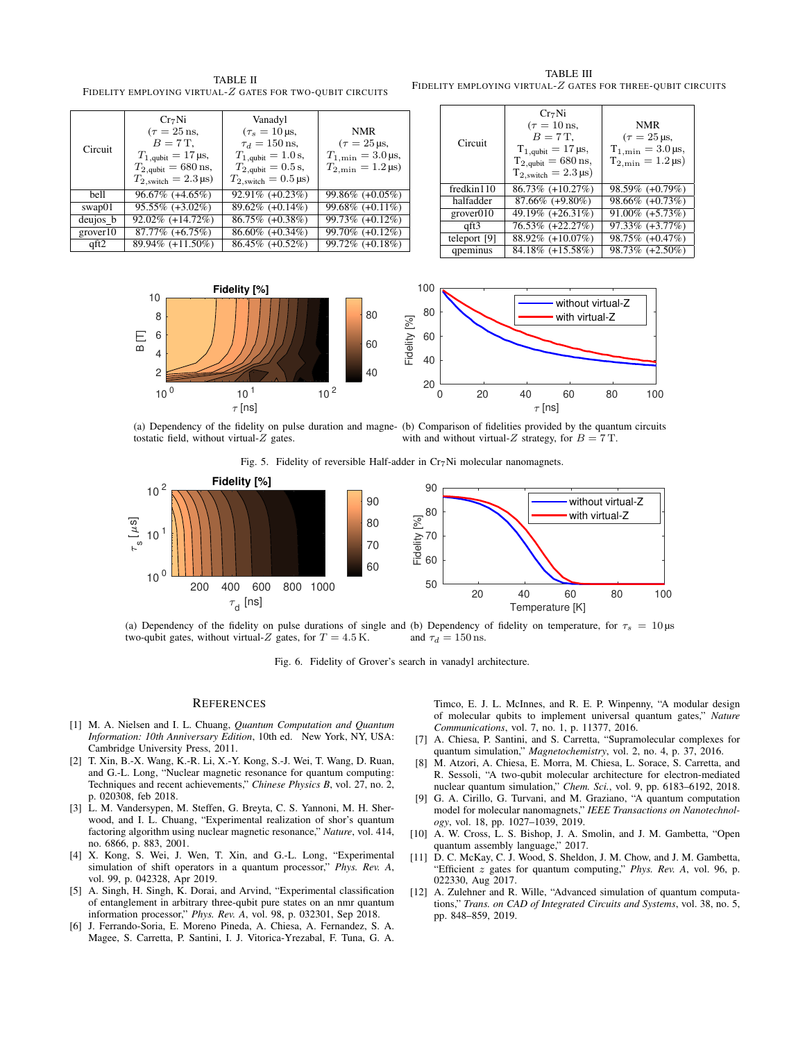TABLE II
FIDELITY EMPLOYING VIRTUAL-$Z$ GATES FOR TWO-QUBIT CIRCUITS

| Circuit | $Cr_7Ni$ ($\tau = 25$ ns, $B = 7$ T, $T_{1,\text{qubit}} = 17\,\mu$s, $T_{2,\text{qubit}} = 680$ ns, $T_{2,\text{switch}} = 2.3\,\mu$s) | Vanadyl ($\tau_s = 10\,\mu$s, $\tau_d = 150$ ns, $T_{1,\text{qubit}} = 1.0$ s, $T_{2,\text{qubit}} = 0.5$ s, $T_{2,\text{switch}} = 0.5\,\mu$s) | NMR ($\tau = 25\,\mu$s, $T_{1,\text{min}} = 3.0\,\mu$s, $T_{2,\text{min}} = 1.2\,\mu$s) |
|---|---|---|---|
| bell | 96.67% (+4.65%) | 92.91% (+0.23%) | 99.86% (+0.05%) |
| swap01 | 95.55% (+3.02%) | 89.62% (+0.14%) | 99.68% (+0.11%) |
| deujos_b | 92.02% (+14.72%) | 86.75% (+0.38%) | 99.73% (+0.12%) |
| grover10 | 87.77% (+6.75%) | 86.60% (+0.34%) | 99.70% (+0.12%) |
| qft2 | 89.94% (+11.50%) | 86.45% (+0.52%) | 99.72% (+0.18%) |

TABLE III
FIDELITY EMPLOYING VIRTUAL-$Z$ GATES FOR THREE-QUBIT CIRCUITS

| Circuit | $Cr_7Ni$ ($\tau = 10$ ns, $B = 7$ T, $T_{1,\text{qubit}} = 17\,\mu$s, $T_{2,\text{qubit}} = 680$ ns, $T_{2,\text{switch}} = 2.3\,\mu$s) | NMR ($\tau = 25\,\mu$s, $T_{1,\text{min}} = 3.0\,\mu$s, $T_{2,\text{min}} = 1.2\,\mu$s) |
|---|---|---|
| fredkin110 | 86.73% (+10.27%) | 98.59% (+0.79%) |
| halfadder | 87.66% (+9.80%) | 98.66% (+0.73%) |
| grover010 | 49.19% (+26.31%) | 91.00% (+5.73%) |
| qft3 | 76.53% (+22.27%) | 97.33% (+3.77%) |
| teleport [9] | 88.92% (+10.07%) | 98.75% (+0.47%) |
| qpeminus | 84.18% (+15.58%) | 98.73% (+2.50%) |

Fidelity [%]
B [T]
$\tau$ [ns]

(a) Dependency of the fidelity on pulse duration and magnetostatic field, without virtual-$Z$ gates.

Fidelity [%]
$\tau$ [ns]
without virtual-Z
with virtual-Z

(b) Comparison of fidelities provided by the quantum circuits with and without virtual-$Z$ strategy, for $B = 7$ T.

Fig. 5. Fidelity of reversible Half-adder in $Cr_7Ni$ molecular nanomagnets.

Fidelity [%]
$\tau_s$ [$\mu$s]
$\tau_d$ [ns]

(a) Dependency of the fidelity on pulse durations of single and two-qubit gates, without virtual-$Z$ gates, for $T = 4.5$ K.

Fidelity [%]
Temperature [K]
without virtual-Z
with virtual-Z

(b) Dependency of fidelity on temperature, for $\tau_s = 10\,\mu$s and $\tau_d = 150$ ns.

Fig. 6. Fidelity of Grover's search in vanadyl architecture.

## REFERENCES

[1] M. A. Nielsen and I. L. Chuang, *Quantum Computation and Quantum Information: 10th Anniversary Edition*, 10th ed. New York, NY, USA: Cambridge University Press, 2011.

[2] T. Xin, B.-X. Wang, K.-R. Li, X.-Y. Kong, S.-J. Wei, T. Wang, D. Ruan, and G.-L. Long, "Nuclear magnetic resonance for quantum computing: Techniques and recent achievements," *Chinese Physics B*, vol. 27, no. 2, p. 020308, feb 2018.

[3] L. M. Vandersypen, M. Steffen, G. Breyta, C. S. Yannoni, M. H. Sherwood, and I. L. Chuang, "Experimental realization of shor's quantum factoring algorithm using nuclear magnetic resonance," *Nature*, vol. 414, no. 6866, p. 883, 2001.

[4] X. Kong, S. Wei, J. Wen, T. Xin, and G.-L. Long, "Experimental simulation of shift operators in a quantum processor," *Phys. Rev. A*, vol. 99, p. 042328, Apr 2019.

[5] A. Singh, H. Singh, K. Dorai, and Arvind, "Experimental classification of entanglement in arbitrary three-qubit pure states on an nmr quantum information processor," *Phys. Rev. A*, vol. 98, p. 032301, Sep 2018.

[6] J. Ferrando-Soria, E. Moreno Pineda, A. Chiesa, A. Fernandez, S. A. Magee, S. Carretta, P. Santini, I. J. Vitorica-Yrezabal, F. Tuna, G. A. Timco, E. J. L. McInnes, and R. E. P. Winpenny, "A modular design of molecular qubits to implement universal quantum gates," *Nature Communications*, vol. 7, no. 1, p. 11377, 2016.

[7] A. Chiesa, P. Santini, and S. Carretta, "Supramolecular complexes for quantum simulation," *Magnetochemistry*, vol. 2, no. 4, p. 37, 2016.

[8] M. Atzori, A. Chiesa, E. Morra, M. Chiesa, L. Sorace, S. Carretta, and R. Sessoli, "A two-qubit molecular architecture for electron-mediated nuclear quantum simulation," *Chem. Sci.*, vol. 9, pp. 6183–6192, 2018.

[9] G. A. Cirillo, G. Turvani, and M. Graziano, "A quantum computation model for molecular nanomagnets," *IEEE Transactions on Nanotechnology*, vol. 18, pp. 1027–1039, 2019.

[10] A. W. Cross, L. S. Bishop, J. A. Smolin, and J. M. Gambetta, "Open quantum assembly language," 2017.

[11] D. C. McKay, C. J. Wood, S. Sheldon, J. M. Chow, and J. M. Gambetta, "Efficient $z$ gates for quantum computing," *Phys. Rev. A*, vol. 96, p. 022330, Aug 2017.

[12] A. Zulehner and R. Wille, "Advanced simulation of quantum computations," *Trans. on CAD of Integrated Circuits and Systems*, vol. 38, no. 5, pp. 848–859, 2019.